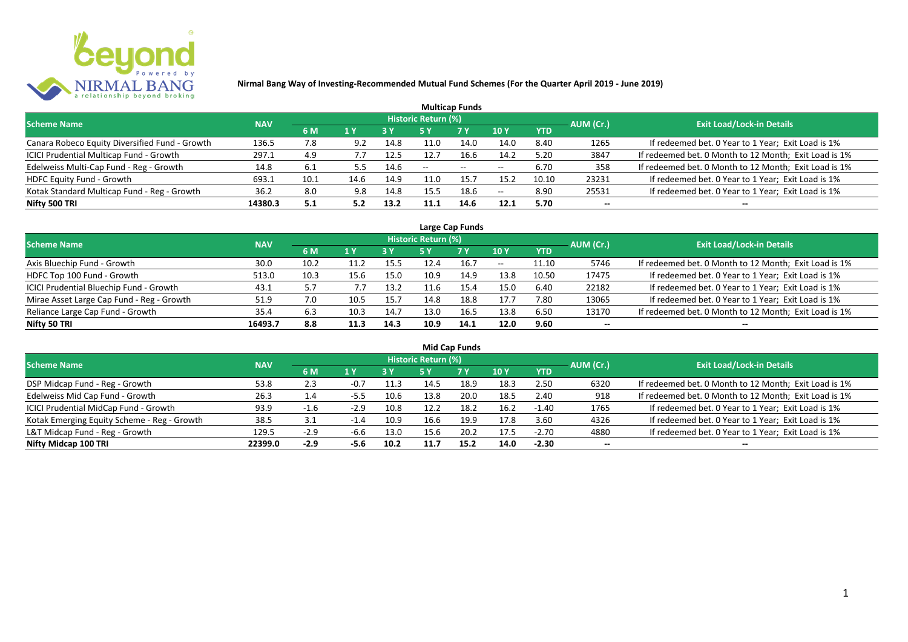# Nirmal Bang Way of Investing-Recommended Mutual Fund Schemes (For the Quarter April 2019 - June 2019)

## Multicap Funds

| Scheme Name | NAV | Historic Return (%) | | | | | | | AUM (Cr.) | Exit Load/Lock-in Details |
|---|---|---|---|---|---|---|---|---|---|---|
| | | 6 M | 1 Y | 3 Y | 5 Y | 7 Y | 10 Y | YTD | | |
| Canara Robeco Equity Diversified Fund - Growth | 136.5 | 7.8 | 9.2 | 14.8 | 11.0 | 14.0 | 14.0 | 8.40 | 1265 | If redeemed bet. 0 Year to 1 Year; Exit Load is 1% |
| ICICI Prudential Multicap Fund - Growth | 297.1 | 4.9 | 7.7 | 12.5 | 12.7 | 16.6 | 14.2 | 5.20 | 3847 | If redeemed bet. 0 Month to 12 Month; Exit Load is 1% |
| Edelweiss Multi-Cap Fund - Reg - Growth | 14.8 | 6.1 | 5.5 | 14.6 | -- | -- | -- | 6.70 | 358 | If redeemed bet. 0 Month to 12 Month; Exit Load is 1% |
| HDFC Equity Fund - Growth | 693.1 | 10.1 | 14.6 | 14.9 | 11.0 | 15.7 | 15.2 | 10.10 | 23231 | If redeemed bet. 0 Year to 1 Year; Exit Load is 1% |
| Kotak Standard Multicap Fund - Reg - Growth | 36.2 | 8.0 | 9.8 | 14.8 | 15.5 | 18.6 | -- | 8.90 | 25531 | If redeemed bet. 0 Year to 1 Year; Exit Load is 1% |
| **Nifty 500 TRI** | **14380.3** | **5.1** | **5.2** | **13.2** | **11.1** | **14.6** | **12.1** | **5.70** | **--** | **--** |

## Large Cap Funds

| Scheme Name | NAV | Historic Return (%) | | | | | | | AUM (Cr.) | Exit Load/Lock-in Details |
|---|---|---|---|---|---|---|---|---|---|---|
| | | 6 M | 1 Y | 3 Y | 5 Y | 7 Y | 10 Y | YTD | | |
| Axis Bluechip Fund - Growth | 30.0 | 10.2 | 11.2 | 15.5 | 12.4 | 16.7 | -- | 11.10 | 5746 | If redeemed bet. 0 Month to 12 Month; Exit Load is 1% |
| HDFC Top 100 Fund - Growth | 513.0 | 10.3 | 15.6 | 15.0 | 10.9 | 14.9 | 13.8 | 10.50 | 17475 | If redeemed bet. 0 Year to 1 Year; Exit Load is 1% |
| ICICI Prudential Bluechip Fund - Growth | 43.1 | 5.7 | 7.7 | 13.2 | 11.6 | 15.4 | 15.0 | 6.40 | 22182 | If redeemed bet. 0 Year to 1 Year; Exit Load is 1% |
| Mirae Asset Large Cap Fund - Reg - Growth | 51.9 | 7.0 | 10.5 | 15.7 | 14.8 | 18.8 | 17.7 | 7.80 | 13065 | If redeemed bet. 0 Year to 1 Year; Exit Load is 1% |
| Reliance Large Cap Fund - Growth | 35.4 | 6.3 | 10.3 | 14.7 | 13.0 | 16.5 | 13.8 | 6.50 | 13170 | If redeemed bet. 0 Month to 12 Month; Exit Load is 1% |
| **Nifty 50 TRI** | **16493.7** | **8.8** | **11.3** | **14.3** | **10.9** | **14.1** | **12.0** | **9.60** | **--** | **--** |

## Mid Cap Funds

| Scheme Name | NAV | Historic Return (%) | | | | | | | AUM (Cr.) | Exit Load/Lock-in Details |
|---|---|---|---|---|---|---|---|---|---|---|
| | | 6 M | 1 Y | 3 Y | 5 Y | 7 Y | 10 Y | YTD | | |
| DSP Midcap Fund - Reg - Growth | 53.8 | 2.3 | -0.7 | 11.3 | 14.5 | 18.9 | 18.3 | 2.50 | 6320 | If redeemed bet. 0 Month to 12 Month; Exit Load is 1% |
| Edelweiss Mid Cap Fund - Growth | 26.3 | 1.4 | -5.5 | 10.6 | 13.8 | 20.0 | 18.5 | 2.40 | 918 | If redeemed bet. 0 Month to 12 Month; Exit Load is 1% |
| ICICI Prudential MidCap Fund - Growth | 93.9 | -1.6 | -2.9 | 10.8 | 12.2 | 18.2 | 16.2 | -1.40 | 1765 | If redeemed bet. 0 Year to 1 Year; Exit Load is 1% |
| Kotak Emerging Equity Scheme - Reg - Growth | 38.5 | 3.1 | -1.4 | 10.9 | 16.6 | 19.9 | 17.8 | 3.60 | 4326 | If redeemed bet. 0 Year to 1 Year; Exit Load is 1% |
| L&T Midcap Fund - Reg - Growth | 129.5 | -2.9 | -6.6 | 13.0 | 15.6 | 20.2 | 17.5 | -2.70 | 4880 | If redeemed bet. 0 Year to 1 Year; Exit Load is 1% |
| **Nifty Midcap 100 TRI** | **22399.0** | **-2.9** | **-5.6** | **10.2** | **11.7** | **15.2** | **14.0** | **-2.30** | **--** | **--** |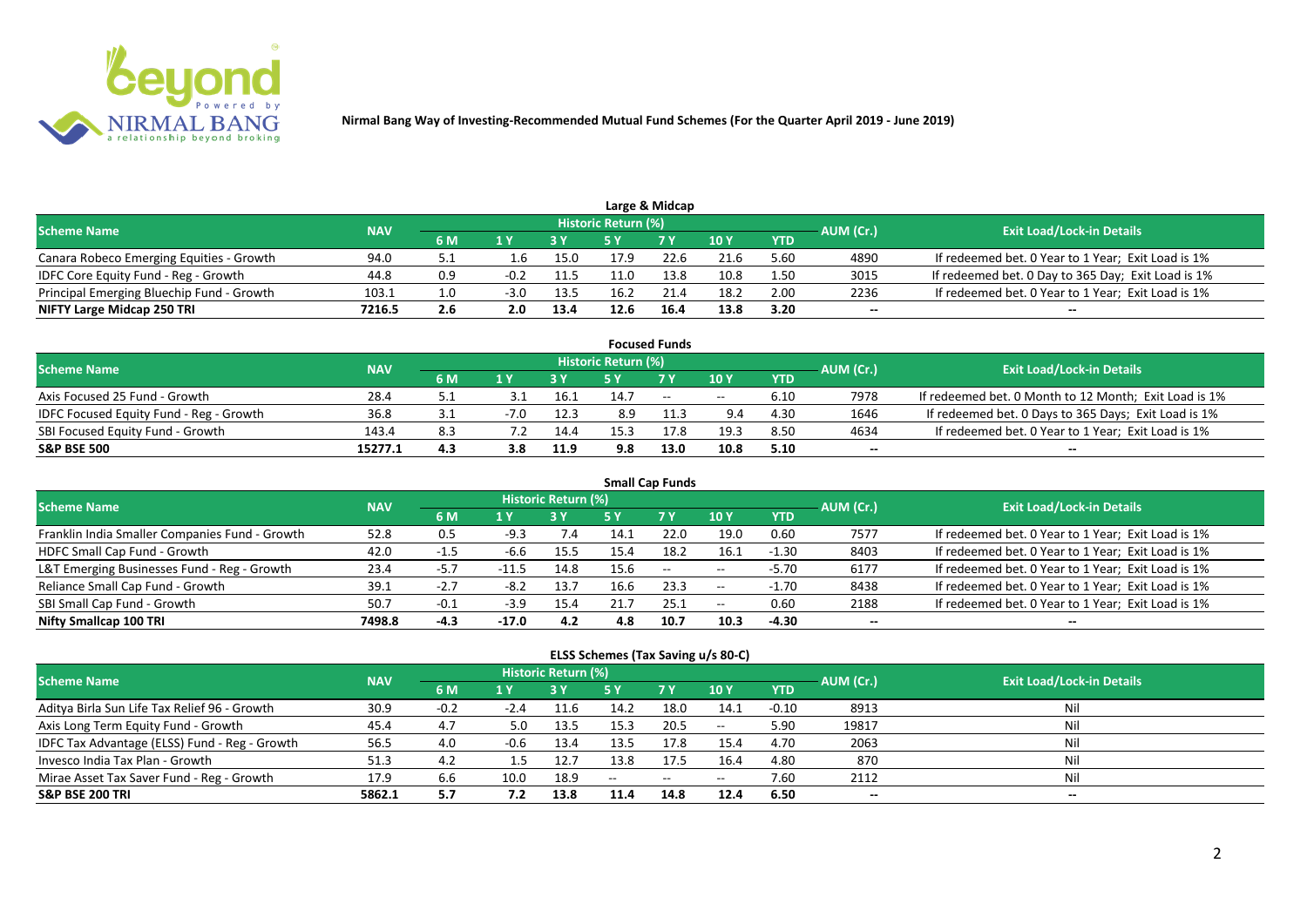**Nirmal Bang Way of Investing-Recommended Mutual Fund Schemes (For the Quarter April 2019 - June 2019)**

## Large & Midcap

| Scheme Name | NAV | Historic Return (%) | | | | | | | AUM (Cr.) | Exit Load/Lock-in Details |
|---|---|---|---|---|---|---|---|---|---|---|
| | | 6 M | 1 Y | 3 Y | 5 Y | 7 Y | 10 Y | YTD | | |
| Canara Robeco Emerging Equities - Growth | 94.0 | 5.1 | 1.6 | 15.0 | 17.9 | 22.6 | 21.6 | 5.60 | 4890 | If redeemed bet. 0 Year to 1 Year; Exit Load is 1% |
| IDFC Core Equity Fund - Reg - Growth | 44.8 | 0.9 | -0.2 | 11.5 | 11.0 | 13.8 | 10.8 | 1.50 | 3015 | If redeemed bet. 0 Day to 365 Day; Exit Load is 1% |
| Principal Emerging Bluechip Fund - Growth | 103.1 | 1.0 | -3.0 | 13.5 | 16.2 | 21.4 | 18.2 | 2.00 | 2236 | If redeemed bet. 0 Year to 1 Year; Exit Load is 1% |
| **NIFTY Large Midcap 250 TRI** | **7216.5** | **2.6** | **2.0** | **13.4** | **12.6** | **16.4** | **13.8** | **3.20** | -- | -- |

## Focused Funds

| Scheme Name | NAV | Historic Return (%) | | | | | | | AUM (Cr.) | Exit Load/Lock-in Details |
|---|---|---|---|---|---|---|---|---|---|---|
| | | 6 M | 1 Y | 3 Y | 5 Y | 7 Y | 10 Y | YTD | | |
| Axis Focused 25 Fund - Growth | 28.4 | 5.1 | 3.1 | 16.1 | 14.7 | -- | -- | 6.10 | 7978 | If redeemed bet. 0 Month to 12 Month; Exit Load is 1% |
| IDFC Focused Equity Fund - Reg - Growth | 36.8 | 3.1 | -7.0 | 12.3 | 8.9 | 11.3 | 9.4 | 4.30 | 1646 | If redeemed bet. 0 Days to 365 Days; Exit Load is 1% |
| SBI Focused Equity Fund - Growth | 143.4 | 8.3 | 7.2 | 14.4 | 15.3 | 17.8 | 19.3 | 8.50 | 4634 | If redeemed bet. 0 Year to 1 Year; Exit Load is 1% |
| **S&P BSE 500** | **15277.1** | **4.3** | **3.8** | **11.9** | **9.8** | **13.0** | **10.8** | **5.10** | -- | -- |

## Small Cap Funds

| Scheme Name | NAV | Historic Return (%) | | | | | | | AUM (Cr.) | Exit Load/Lock-in Details |
|---|---|---|---|---|---|---|---|---|---|---|
| | | 6 M | 1 Y | 3 Y | 5 Y | 7 Y | 10 Y | YTD | | |
| Franklin India Smaller Companies Fund - Growth | 52.8 | 0.5 | -9.3 | 7.4 | 14.1 | 22.0 | 19.0 | 0.60 | 7577 | If redeemed bet. 0 Year to 1 Year; Exit Load is 1% |
| HDFC Small Cap Fund - Growth | 42.0 | -1.5 | -6.6 | 15.5 | 15.4 | 18.2 | 16.1 | -1.30 | 8403 | If redeemed bet. 0 Year to 1 Year; Exit Load is 1% |
| L&T Emerging Businesses Fund - Reg - Growth | 23.4 | -5.7 | -11.5 | 14.8 | 15.6 | -- | -- | -5.70 | 6177 | If redeemed bet. 0 Year to 1 Year; Exit Load is 1% |
| Reliance Small Cap Fund - Growth | 39.1 | -2.7 | -8.2 | 13.7 | 16.6 | 23.3 | -- | -1.70 | 8438 | If redeemed bet. 0 Year to 1 Year; Exit Load is 1% |
| SBI Small Cap Fund - Growth | 50.7 | -0.1 | -3.9 | 15.4 | 21.7 | 25.1 | -- | 0.60 | 2188 | If redeemed bet. 0 Year to 1 Year; Exit Load is 1% |
| **Nifty Smallcap 100 TRI** | **7498.8** | **-4.3** | **-17.0** | **4.2** | **4.8** | **10.7** | **10.3** | **-4.30** | -- | -- |

## ELSS Schemes (Tax Saving u/s 80-C)

| Scheme Name | NAV | Historic Return (%) | | | | | | | AUM (Cr.) | Exit Load/Lock-in Details |
|---|---|---|---|---|---|---|---|---|---|---|
| | | 6 M | 1 Y | 3 Y | 5 Y | 7 Y | 10 Y | YTD | | |
| Aditya Birla Sun Life Tax Relief 96 - Growth | 30.9 | -0.2 | -2.4 | 11.6 | 14.2 | 18.0 | 14.1 | -0.10 | 8913 | Nil |
| Axis Long Term Equity Fund - Growth | 45.4 | 4.7 | 5.0 | 13.5 | 15.3 | 20.5 | -- | 5.90 | 19817 | Nil |
| IDFC Tax Advantage (ELSS) Fund - Reg - Growth | 56.5 | 4.0 | -0.6 | 13.4 | 13.5 | 17.8 | 15.4 | 4.70 | 2063 | Nil |
| Invesco India Tax Plan - Growth | 51.3 | 4.2 | 1.5 | 12.7 | 13.8 | 17.5 | 16.4 | 4.80 | 870 | Nil |
| Mirae Asset Tax Saver Fund - Reg - Growth | 17.9 | 6.6 | 10.0 | 18.9 | -- | -- | -- | 7.60 | 2112 | Nil |
| **S&P BSE 200 TRI** | **5862.1** | **5.7** | **7.2** | **13.8** | **11.4** | **14.8** | **12.4** | **6.50** | -- | -- |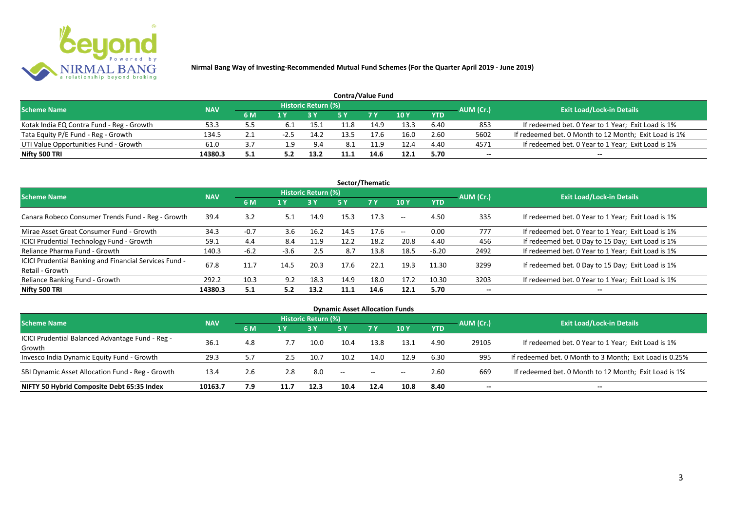**Nirmal Bang Way of Investing-Recommended Mutual Fund Schemes (For the Quarter April 2019 - June 2019)**

## Contra/Value Fund

| Scheme Name | NAV | Historic Return (%) | | | | | | | AUM (Cr.) | Exit Load/Lock-in Details |
|---|---|---|---|---|---|---|---|---|---|---|
| | | 6 M | 1 Y | 3 Y | 5 Y | 7 Y | 10 Y | YTD | | |
| Kotak India EQ Contra Fund - Reg - Growth | 53.3 | 5.5 | 6.1 | 15.1 | 11.8 | 14.9 | 13.3 | 6.40 | 853 | If redeemed bet. 0 Year to 1 Year; Exit Load is 1% |
| Tata Equity P/E Fund - Reg - Growth | 134.5 | 2.1 | -2.5 | 14.2 | 13.5 | 17.6 | 16.0 | 2.60 | 5602 | If redeemed bet. 0 Month to 12 Month; Exit Load is 1% |
| UTI Value Opportunities Fund - Growth | 61.0 | 3.7 | 1.9 | 9.4 | 8.1 | 11.9 | 12.4 | 4.40 | 4571 | If redeemed bet. 0 Year to 1 Year; Exit Load is 1% |
| **Nifty 500 TRI** | **14380.3** | **5.1** | **5.2** | **13.2** | **11.1** | **14.6** | **12.1** | **5.70** | -- | -- |

## Sector/Thematic

| Scheme Name | NAV | Historic Return (%) | | | | | | | AUM (Cr.) | Exit Load/Lock-in Details |
|---|---|---|---|---|---|---|---|---|---|---|
| | | 6 M | 1 Y | 3 Y | 5 Y | 7 Y | 10 Y | YTD | | |
| Canara Robeco Consumer Trends Fund - Reg - Growth | 39.4 | 3.2 | 5.1 | 14.9 | 15.3 | 17.3 | -- | 4.50 | 335 | If redeemed bet. 0 Year to 1 Year; Exit Load is 1% |
| Mirae Asset Great Consumer Fund - Growth | 34.3 | -0.7 | 3.6 | 16.2 | 14.5 | 17.6 | -- | 0.00 | 777 | If redeemed bet. 0 Year to 1 Year; Exit Load is 1% |
| ICICI Prudential Technology Fund - Growth | 59.1 | 4.4 | 8.4 | 11.9 | 12.2 | 18.2 | 20.8 | 4.40 | 456 | If redeemed bet. 0 Day to 15 Day; Exit Load is 1% |
| Reliance Pharma Fund - Growth | 140.3 | -6.2 | -3.6 | 2.5 | 8.7 | 13.8 | 18.5 | -6.20 | 2492 | If redeemed bet. 0 Year to 1 Year; Exit Load is 1% |
| ICICI Prudential Banking and Financial Services Fund - Retail - Growth | 67.8 | 11.7 | 14.5 | 20.3 | 17.6 | 22.1 | 19.3 | 11.30 | 3299 | If redeemed bet. 0 Day to 15 Day; Exit Load is 1% |
| Reliance Banking Fund - Growth | 292.2 | 10.3 | 9.2 | 18.3 | 14.9 | 18.0 | 17.2 | 10.30 | 3203 | If redeemed bet. 0 Year to 1 Year; Exit Load is 1% |
| **Nifty 500 TRI** | **14380.3** | **5.1** | **5.2** | **13.2** | **11.1** | **14.6** | **12.1** | **5.70** | -- | -- |

## Dynamic Asset Allocation Funds

| Scheme Name | NAV | Historic Return (%) | | | | | | | AUM (Cr.) | Exit Load/Lock-in Details |
|---|---|---|---|---|---|---|---|---|---|---|
| | | 6 M | 1 Y | 3 Y | 5 Y | 7 Y | 10 Y | YTD | | |
| ICICI Prudential Balanced Advantage Fund - Reg - Growth | 36.1 | 4.8 | 7.7 | 10.0 | 10.4 | 13.8 | 13.1 | 4.90 | 29105 | If redeemed bet. 0 Year to 1 Year; Exit Load is 1% |
| Invesco India Dynamic Equity Fund - Growth | 29.3 | 5.7 | 2.5 | 10.7 | 10.2 | 14.0 | 12.9 | 6.30 | 995 | If redeemed bet. 0 Month to 3 Month; Exit Load is 0.25% |
| SBI Dynamic Asset Allocation Fund - Reg - Growth | 13.4 | 2.6 | 2.8 | 8.0 | -- | -- | -- | 2.60 | 669 | If redeemed bet. 0 Month to 12 Month; Exit Load is 1% |
| **NIFTY 50 Hybrid Composite Debt 65:35 Index** | **10163.7** | **7.9** | **11.7** | **12.3** | **10.4** | **12.4** | **10.8** | **8.40** | -- | -- |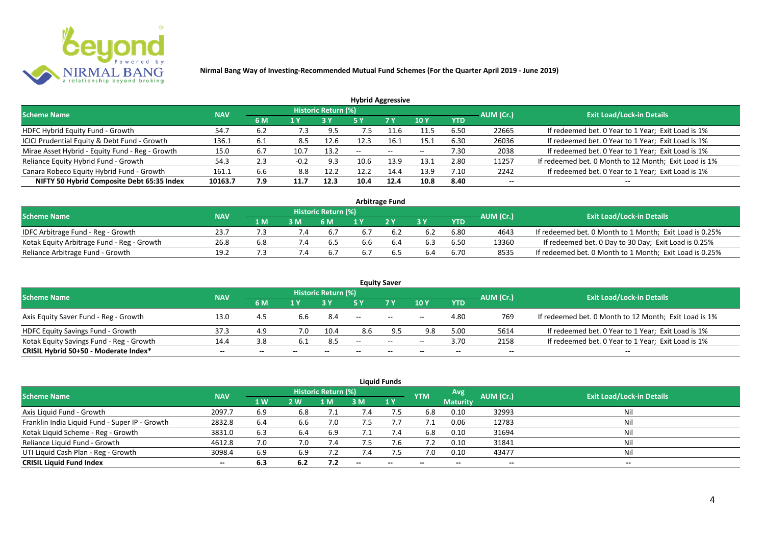**Nirmal Bang Way of Investing-Recommended Mutual Fund Schemes (For the Quarter April 2019 - June 2019)**

## Hybrid Aggressive

| Scheme Name | NAV | Historic Return (%) | | | | | | | AUM (Cr.) | Exit Load/Lock-in Details |
|---|---|---|---|---|---|---|---|---|---|---|
| | | 6 M | 1 Y | 3 Y | 5 Y | 7 Y | 10 Y | YTD | | |
| HDFC Hybrid Equity Fund - Growth | 54.7 | 6.2 | 7.3 | 9.5 | 7.5 | 11.6 | 11.5 | 6.50 | 22665 | If redeemed bet. 0 Year to 1 Year; Exit Load is 1% |
| ICICI Prudential Equity & Debt Fund - Growth | 136.1 | 6.1 | 8.5 | 12.6 | 12.3 | 16.1 | 15.1 | 6.30 | 26036 | If redeemed bet. 0 Year to 1 Year; Exit Load is 1% |
| Mirae Asset Hybrid - Equity Fund - Reg - Growth | 15.0 | 6.7 | 10.7 | 13.2 | -- | -- | -- | 7.30 | 2038 | If redeemed bet. 0 Year to 1 Year; Exit Load is 1% |
| Reliance Equity Hybrid Fund - Growth | 54.3 | 2.3 | -0.2 | 9.3 | 10.6 | 13.9 | 13.1 | 2.80 | 11257 | If redeemed bet. 0 Month to 12 Month; Exit Load is 1% |
| Canara Robeco Equity Hybrid Fund - Growth | 161.1 | 6.6 | 8.8 | 12.2 | 12.2 | 14.4 | 13.9 | 7.10 | 2242 | If redeemed bet. 0 Year to 1 Year; Exit Load is 1% |
| **NIFTY 50 Hybrid Composite Debt 65:35 Index** | **10163.7** | **7.9** | **11.7** | **12.3** | **10.4** | **12.4** | **10.8** | **8.40** | **--** | **--** |

## Arbitrage Fund

| Scheme Name | NAV | Historic Return (%) | | | | | | | AUM (Cr.) | Exit Load/Lock-in Details |
|---|---|---|---|---|---|---|---|---|---|---|
| | | 1 M | 3 M | 6 M | 1 Y | 2 Y | 3 Y | YTD | | |
| IDFC Arbitrage Fund - Reg - Growth | 23.7 | 7.3 | 7.4 | 6.7 | 6.7 | 6.2 | 6.2 | 6.80 | 4643 | If redeemed bet. 0 Month to 1 Month; Exit Load is 0.25% |
| Kotak Equity Arbitrage Fund - Reg - Growth | 26.8 | 6.8 | 7.4 | 6.5 | 6.6 | 6.4 | 6.3 | 6.50 | 13360 | If redeemed bet. 0 Day to 30 Day; Exit Load is 0.25% |
| Reliance Arbitrage Fund - Growth | 19.2 | 7.3 | 7.4 | 6.7 | 6.7 | 6.5 | 6.4 | 6.70 | 8535 | If redeemed bet. 0 Month to 1 Month; Exit Load is 0.25% |

## Equity Saver

| Scheme Name | NAV | Historic Return (%) | | | | | | | AUM (Cr.) | Exit Load/Lock-in Details |
|---|---|---|---|---|---|---|---|---|---|---|
| | | 6 M | 1 Y | 3 Y | 5 Y | 7 Y | 10 Y | YTD | | |
| Axis Equity Saver Fund - Reg - Growth | 13.0 | 4.5 | 6.6 | 8.4 | -- | -- | -- | 4.80 | 769 | If redeemed bet. 0 Month to 12 Month; Exit Load is 1% |
| HDFC Equity Savings Fund - Growth | 37.3 | 4.9 | 7.0 | 10.4 | 8.6 | 9.5 | 9.8 | 5.00 | 5614 | If redeemed bet. 0 Year to 1 Year; Exit Load is 1% |
| Kotak Equity Savings Fund - Reg - Growth | 14.4 | 3.8 | 6.1 | 8.5 | -- | -- | -- | 3.70 | 2158 | If redeemed bet. 0 Year to 1 Year; Exit Load is 1% |
| **CRISIL Hybrid 50+50 - Moderate Index*** | **--** | **--** | **--** | **--** | **--** | **--** | **--** | **--** | **--** | **--** |

## Liquid Funds

| Scheme Name | NAV | Historic Return (%) | | | | | YTM | Avg Maturity | AUM (Cr.) | Exit Load/Lock-in Details |
|---|---|---|---|---|---|---|---|---|---|---|
| | | 1 W | 2 W | 1 M | 3 M | 1 Y | | | | |
| Axis Liquid Fund - Growth | 2097.7 | 6.9 | 6.8 | 7.1 | 7.4 | 7.5 | 6.8 | 0.10 | 32993 | Nil |
| Franklin India Liquid Fund - Super IP - Growth | 2832.8 | 6.4 | 6.6 | 7.0 | 7.5 | 7.7 | 7.1 | 0.06 | 12783 | Nil |
| Kotak Liquid Scheme - Reg - Growth | 3831.0 | 6.3 | 6.4 | 6.9 | 7.1 | 7.4 | 6.8 | 0.10 | 31694 | Nil |
| Reliance Liquid Fund - Growth | 4612.8 | 7.0 | 7.0 | 7.4 | 7.5 | 7.6 | 7.2 | 0.10 | 31841 | Nil |
| UTI Liquid Cash Plan - Reg - Growth | 3098.4 | 6.9 | 6.9 | 7.2 | 7.4 | 7.5 | 7.0 | 0.10 | 43477 | Nil |
| **CRISIL Liquid Fund Index** | **--** | **6.3** | **6.2** | **7.2** | **--** | **--** | **--** | **--** | **--** | **--** |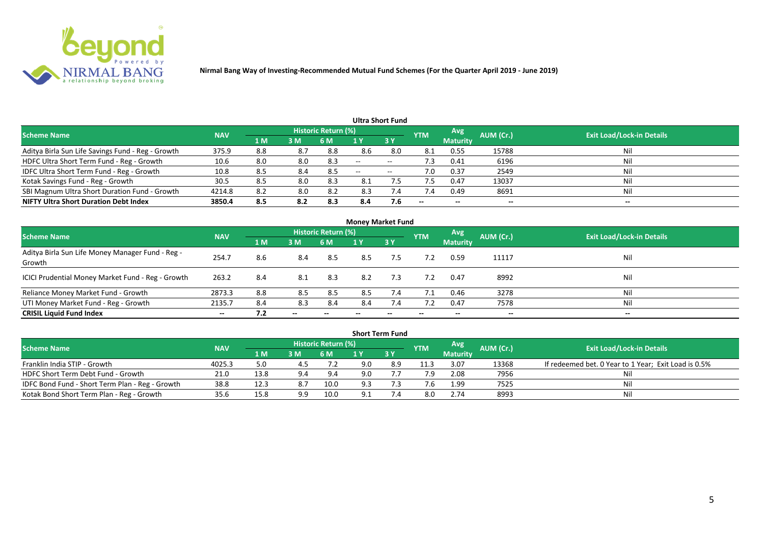**Nirmal Bang Way of Investing-Recommended Mutual Fund Schemes (For the Quarter April 2019 - June 2019)**

### Ultra Short Fund

| Scheme Name | NAV | Historic Return (%) | | | | | YTM | Avg Maturity | AUM (Cr.) | Exit Load/Lock-in Details |
|---|---|---|---|---|---|---|---|---|---|---|
| | | 1 M | 3 M | 6 M | 1 Y | 3 Y | | | | |
| Aditya Birla Sun Life Savings Fund - Reg - Growth | 375.9 | 8.8 | 8.7 | 8.8 | 8.6 | 8.0 | 8.1 | 0.55 | 15788 | Nil |
| HDFC Ultra Short Term Fund - Reg - Growth | 10.6 | 8.0 | 8.0 | 8.3 | -- | -- | 7.3 | 0.41 | 6196 | Nil |
| IDFC Ultra Short Term Fund - Reg - Growth | 10.8 | 8.5 | 8.4 | 8.5 | -- | -- | 7.0 | 0.37 | 2549 | Nil |
| Kotak Savings Fund - Reg - Growth | 30.5 | 8.5 | 8.0 | 8.3 | 8.1 | 7.5 | 7.5 | 0.47 | 13037 | Nil |
| SBI Magnum Ultra Short Duration Fund - Growth | 4214.8 | 8.2 | 8.0 | 8.2 | 8.3 | 7.4 | 7.4 | 0.49 | 8691 | Nil |
| **NIFTY Ultra Short Duration Debt Index** | **3850.4** | **8.5** | **8.2** | **8.3** | **8.4** | **7.6** | **--** | **--** | **--** | **--** |

### Money Market Fund

| Scheme Name | NAV | Historic Return (%) | | | | | YTM | Avg Maturity | AUM (Cr.) | Exit Load/Lock-in Details |
|---|---|---|---|---|---|---|---|---|---|---|
| | | 1 M | 3 M | 6 M | 1 Y | 3 Y | | | | |
| Aditya Birla Sun Life Money Manager Fund - Reg - Growth | 254.7 | 8.6 | 8.4 | 8.5 | 8.5 | 7.5 | 7.2 | 0.59 | 11117 | Nil |
| ICICI Prudential Money Market Fund - Reg - Growth | 263.2 | 8.4 | 8.1 | 8.3 | 8.2 | 7.3 | 7.2 | 0.47 | 8992 | Nil |
| Reliance Money Market Fund - Growth | 2873.3 | 8.8 | 8.5 | 8.5 | 8.5 | 7.4 | 7.1 | 0.46 | 3278 | Nil |
| UTI Money Market Fund - Reg - Growth | 2135.7 | 8.4 | 8.3 | 8.4 | 8.4 | 7.4 | 7.2 | 0.47 | 7578 | Nil |
| **CRISIL Liquid Fund Index** | **--** | **7.2** | **--** | **--** | **--** | **--** | **--** | **--** | **--** | **--** |

### Short Term Fund

| Scheme Name | NAV | Historic Return (%) | | | | | YTM | Avg Maturity | AUM (Cr.) | Exit Load/Lock-in Details |
|---|---|---|---|---|---|---|---|---|---|---|
| | | 1 M | 3 M | 6 M | 1 Y | 3 Y | | | | |
| Franklin India STIP - Growth | 4025.3 | 5.0 | 4.5 | 7.2 | 9.0 | 8.9 | 11.3 | 3.07 | 13368 | If redeemed bet. 0 Year to 1 Year; Exit Load is 0.5% |
| HDFC Short Term Debt Fund - Growth | 21.0 | 13.8 | 9.4 | 9.4 | 9.0 | 7.7 | 7.9 | 2.08 | 7956 | Nil |
| IDFC Bond Fund - Short Term Plan - Reg - Growth | 38.8 | 12.3 | 8.7 | 10.0 | 9.3 | 7.3 | 7.6 | 1.99 | 7525 | Nil |
| Kotak Bond Short Term Plan - Reg - Growth | 35.6 | 15.8 | 9.9 | 10.0 | 9.1 | 7.4 | 8.0 | 2.74 | 8993 | Nil |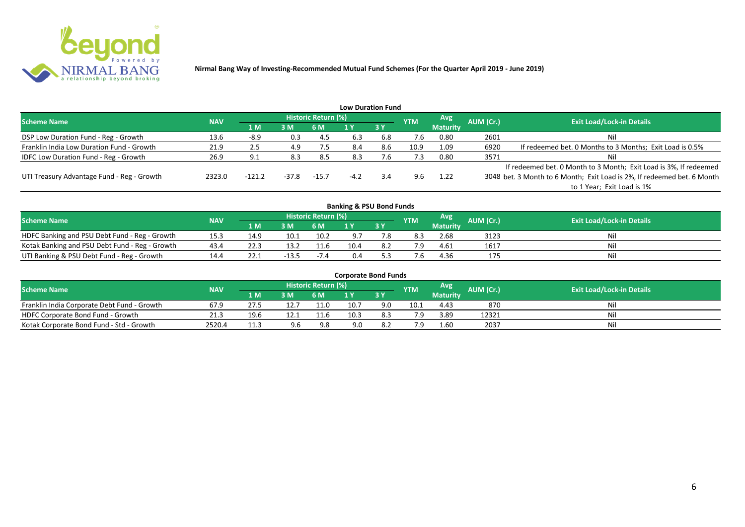**Nirmal Bang Way of Investing-Recommended Mutual Fund Schemes (For the Quarter April 2019 - June 2019)**

## Low Duration Fund

| Scheme Name | NAV | Historic Return (%) | | | | | YTM | Avg Maturity | AUM (Cr.) | Exit Load/Lock-in Details |
|---|---|---|---|---|---|---|---|---|---|---|
| | | 1 M | 3 M | 6 M | 1 Y | 3 Y | | | | |
| DSP Low Duration Fund - Reg - Growth | 13.6 | -8.9 | 0.3 | 4.5 | 6.3 | 6.8 | 7.6 | 0.80 | 2601 | Nil |
| Franklin India Low Duration Fund - Growth | 21.9 | 2.5 | 4.9 | 7.5 | 8.4 | 8.6 | 10.9 | 1.09 | 6920 | If redeemed bet. 0 Months to 3 Months; Exit Load is 0.5% |
| IDFC Low Duration Fund - Reg - Growth | 26.9 | 9.1 | 8.3 | 8.5 | 8.3 | 7.6 | 7.3 | 0.80 | 3571 | Nil |
| UTI Treasury Advantage Fund - Reg - Growth | 2323.0 | -121.2 | -37.8 | -15.7 | -4.2 | 3.4 | 9.6 | 1.22 | 3048 | If redeemed bet. 0 Month to 3 Month; Exit Load is 3%, If redeemed bet. 3 Month to 6 Month; Exit Load is 2%, If redeemed bet. 6 Month to 1 Year; Exit Load is 1% |

## Banking & PSU Bond Funds

| Scheme Name | NAV | Historic Return (%) | | | | | YTM | Avg Maturity | AUM (Cr.) | Exit Load/Lock-in Details |
|---|---|---|---|---|---|---|---|---|---|---|
| | | 1 M | 3 M | 6 M | 1 Y | 3 Y | | | | |
| HDFC Banking and PSU Debt Fund - Reg - Growth | 15.3 | 14.9 | 10.1 | 10.2 | 9.7 | 7.8 | 8.3 | 2.68 | 3123 | Nil |
| Kotak Banking and PSU Debt Fund - Reg - Growth | 43.4 | 22.3 | 13.2 | 11.6 | 10.4 | 8.2 | 7.9 | 4.61 | 1617 | Nil |
| UTI Banking & PSU Debt Fund - Reg - Growth | 14.4 | 22.1 | -13.5 | -7.4 | 0.4 | 5.3 | 7.6 | 4.36 | 175 | Nil |

## Corporate Bond Funds

| Scheme Name | NAV | Historic Return (%) | | | | | YTM | Avg Maturity | AUM (Cr.) | Exit Load/Lock-in Details |
|---|---|---|---|---|---|---|---|---|---|---|
| | | 1 M | 3 M | 6 M | 1 Y | 3 Y | | | | |
| Franklin India Corporate Debt Fund - Growth | 67.9 | 27.5 | 12.7 | 11.0 | 10.7 | 9.0 | 10.1 | 4.43 | 870 | Nil |
| HDFC Corporate Bond Fund - Growth | 21.3 | 19.6 | 12.1 | 11.6 | 10.3 | 8.3 | 7.9 | 3.89 | 12321 | Nil |
| Kotak Corporate Bond Fund - Std - Growth | 2520.4 | 11.3 | 9.6 | 9.8 | 9.0 | 8.2 | 7.9 | 1.60 | 2037 | Nil |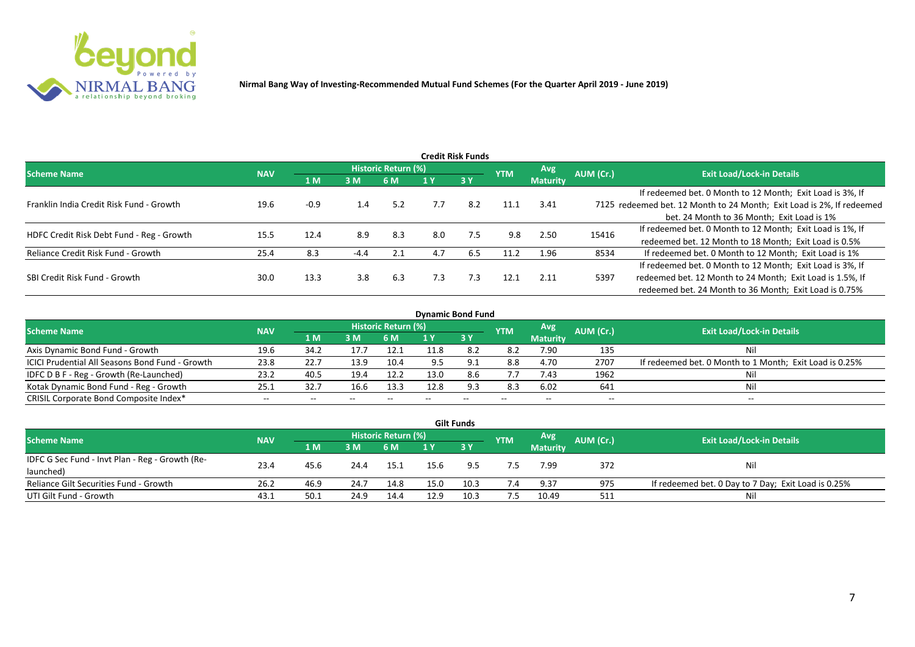**Nirmal Bang Way of Investing-Recommended Mutual Fund Schemes (For the Quarter April 2019 - June 2019)**

## Credit Risk Funds

| Scheme Name | NAV | Historic Return (%) | | | | | YTM | Avg Maturity | AUM (Cr.) | Exit Load/Lock-in Details |
|---|---|---|---|---|---|---|---|---|---|---|
| | | 1 M | 3 M | 6 M | 1 Y | 3 Y | | | | |
| Franklin India Credit Risk Fund - Growth | 19.6 | -0.9 | 1.4 | 5.2 | 7.7 | 8.2 | 11.1 | 3.41 | 7125 | If redeemed bet. 0 Month to 12 Month; Exit Load is 3%, If redeemed bet. 12 Month to 24 Month; Exit Load is 2%, If redeemed bet. 24 Month to 36 Month; Exit Load is 1% |
| HDFC Credit Risk Debt Fund - Reg - Growth | 15.5 | 12.4 | 8.9 | 8.3 | 8.0 | 7.5 | 9.8 | 2.50 | 15416 | If redeemed bet. 0 Month to 12 Month; Exit Load is 1%, If redeemed bet. 12 Month to 18 Month; Exit Load is 0.5% |
| Reliance Credit Risk Fund - Growth | 25.4 | 8.3 | -4.4 | 2.1 | 4.7 | 6.5 | 11.2 | 1.96 | 8534 | If redeemed bet. 0 Month to 12 Month; Exit Load is 1% |
| SBI Credit Risk Fund - Growth | 30.0 | 13.3 | 3.8 | 6.3 | 7.3 | 7.3 | 12.1 | 2.11 | 5397 | If redeemed bet. 0 Month to 12 Month; Exit Load is 3%, If redeemed bet. 12 Month to 24 Month; Exit Load is 1.5%, If redeemed bet. 24 Month to 36 Month; Exit Load is 0.75% |

## Dynamic Bond Fund

| Scheme Name | NAV | Historic Return (%) | | | | | YTM | Avg Maturity | AUM (Cr.) | Exit Load/Lock-in Details |
|---|---|---|---|---|---|---|---|---|---|---|
| | | 1 M | 3 M | 6 M | 1 Y | 3 Y | | | | |
| Axis Dynamic Bond Fund - Growth | 19.6 | 34.2 | 17.7 | 12.1 | 11.8 | 8.2 | 8.2 | 7.90 | 135 | Nil |
| ICICI Prudential All Seasons Bond Fund - Growth | 23.8 | 22.7 | 13.9 | 10.4 | 9.5 | 9.1 | 8.8 | 4.70 | 2707 | If redeemed bet. 0 Month to 1 Month; Exit Load is 0.25% |
| IDFC D B F - Reg - Growth (Re-Launched) | 23.2 | 40.5 | 19.4 | 12.2 | 13.0 | 8.6 | 7.7 | 7.43 | 1962 | Nil |
| Kotak Dynamic Bond Fund - Reg - Growth | 25.1 | 32.7 | 16.6 | 13.3 | 12.8 | 9.3 | 8.3 | 6.02 | 641 | Nil |
| CRISIL Corporate Bond Composite Index* | -- | -- | -- | -- | -- | -- | -- | -- | -- | -- |

## Gilt Funds

| Scheme Name | NAV | Historic Return (%) | | | | | YTM | Avg Maturity | AUM (Cr.) | Exit Load/Lock-in Details |
|---|---|---|---|---|---|---|---|---|---|---|
| | | 1 M | 3 M | 6 M | 1 Y | 3 Y | | | | |
| IDFC G Sec Fund - Invt Plan - Reg - Growth (Re-launched) | 23.4 | 45.6 | 24.4 | 15.1 | 15.6 | 9.5 | 7.5 | 7.99 | 372 | Nil |
| Reliance Gilt Securities Fund - Growth | 26.2 | 46.9 | 24.7 | 14.8 | 15.0 | 10.3 | 7.4 | 9.37 | 975 | If redeemed bet. 0 Day to 7 Day; Exit Load is 0.25% |
| UTI Gilt Fund - Growth | 43.1 | 50.1 | 24.9 | 14.4 | 12.9 | 10.3 | 7.5 | 10.49 | 511 | Nil |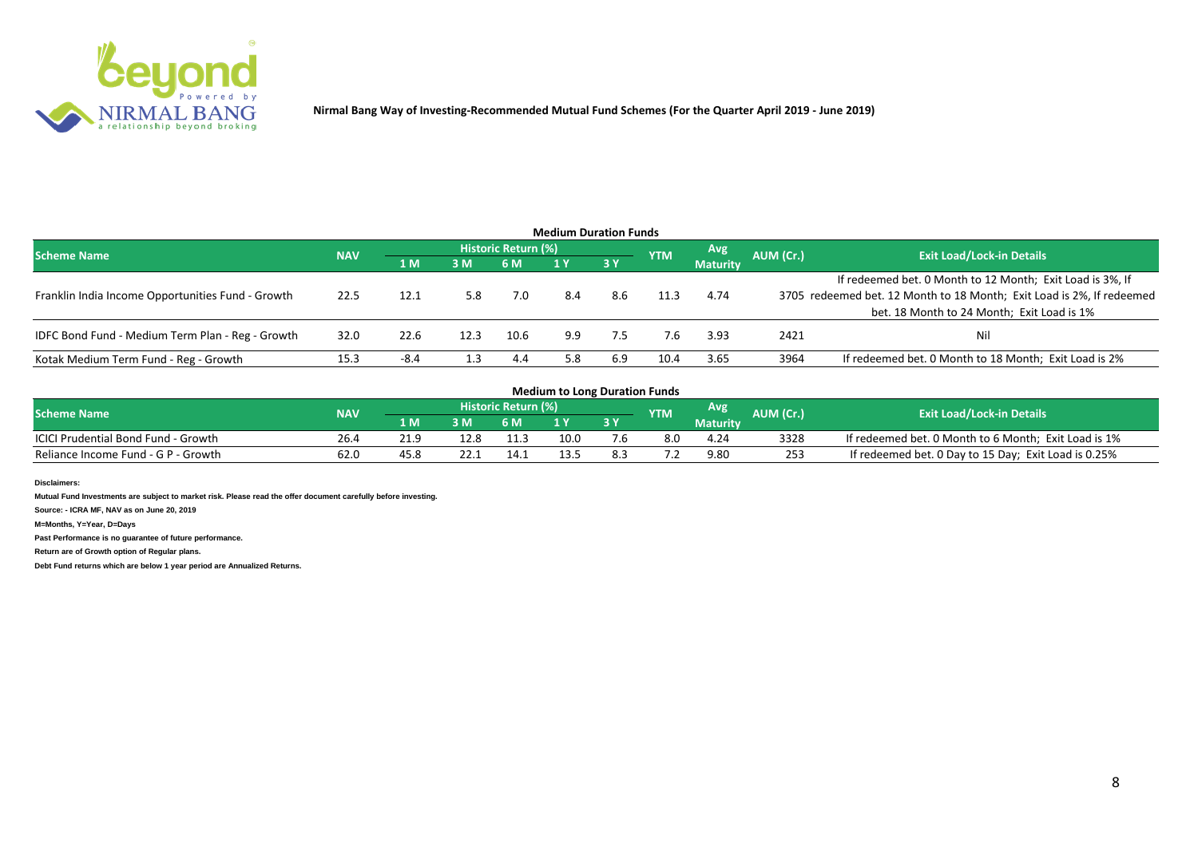Nirmal Bang Way of Investing-Recommended Mutual Fund Schemes (For the Quarter April 2019 - June 2019)

**Medium Duration Funds**

| Scheme Name | NAV | Historic Return (%) | | | | | YTM | Avg Maturity | AUM (Cr.) | Exit Load/Lock-in Details |
|---|---|---|---|---|---|---|---|---|---|---|
| | | 1 M | 3 M | 6 M | 1 Y | 3 Y | | | | |
| Franklin India Income Opportunities Fund - Growth | 22.5 | 12.1 | 5.8 | 7.0 | 8.4 | 8.6 | 11.3 | 4.74 | 3705 | If redeemed bet. 0 Month to 12 Month; Exit Load is 3%, If redeemed bet. 12 Month to 18 Month; Exit Load is 2%, If redeemed bet. 18 Month to 24 Month; Exit Load is 1% |
| IDFC Bond Fund - Medium Term Plan - Reg - Growth | 32.0 | 22.6 | 12.3 | 10.6 | 9.9 | 7.5 | 7.6 | 3.93 | 2421 | Nil |
| Kotak Medium Term Fund - Reg - Growth | 15.3 | -8.4 | 1.3 | 4.4 | 5.8 | 6.9 | 10.4 | 3.65 | 3964 | If redeemed bet. 0 Month to 18 Month; Exit Load is 2% |

**Medium to Long Duration Funds**

| Scheme Name | NAV | Historic Return (%) | | | | | YTM | Avg Maturity | AUM (Cr.) | Exit Load/Lock-in Details |
|---|---|---|---|---|---|---|---|---|---|---|
| | | 1 M | 3 M | 6 M | 1 Y | 3 Y | | | | |
| ICICI Prudential Bond Fund - Growth | 26.4 | 21.9 | 12.8 | 11.3 | 10.0 | 7.6 | 8.0 | 4.24 | 3328 | If redeemed bet. 0 Month to 6 Month; Exit Load is 1% |
| Reliance Income Fund - G P - Growth | 62.0 | 45.8 | 22.1 | 14.1 | 13.5 | 8.3 | 7.2 | 9.80 | 253 | If redeemed bet. 0 Day to 15 Day; Exit Load is 0.25% |

**Disclaimers:**

**Mutual Fund Investments are subject to market risk. Please read the offer document carefully before investing.**

**Source: - ICRA MF, NAV as on June 20, 2019**

**M=Months, Y=Year, D=Days**

**Past Performance is no guarantee of future performance.**

**Return are of Growth option of Regular plans.**

**Debt Fund returns which are below 1 year period are Annualized Returns.**